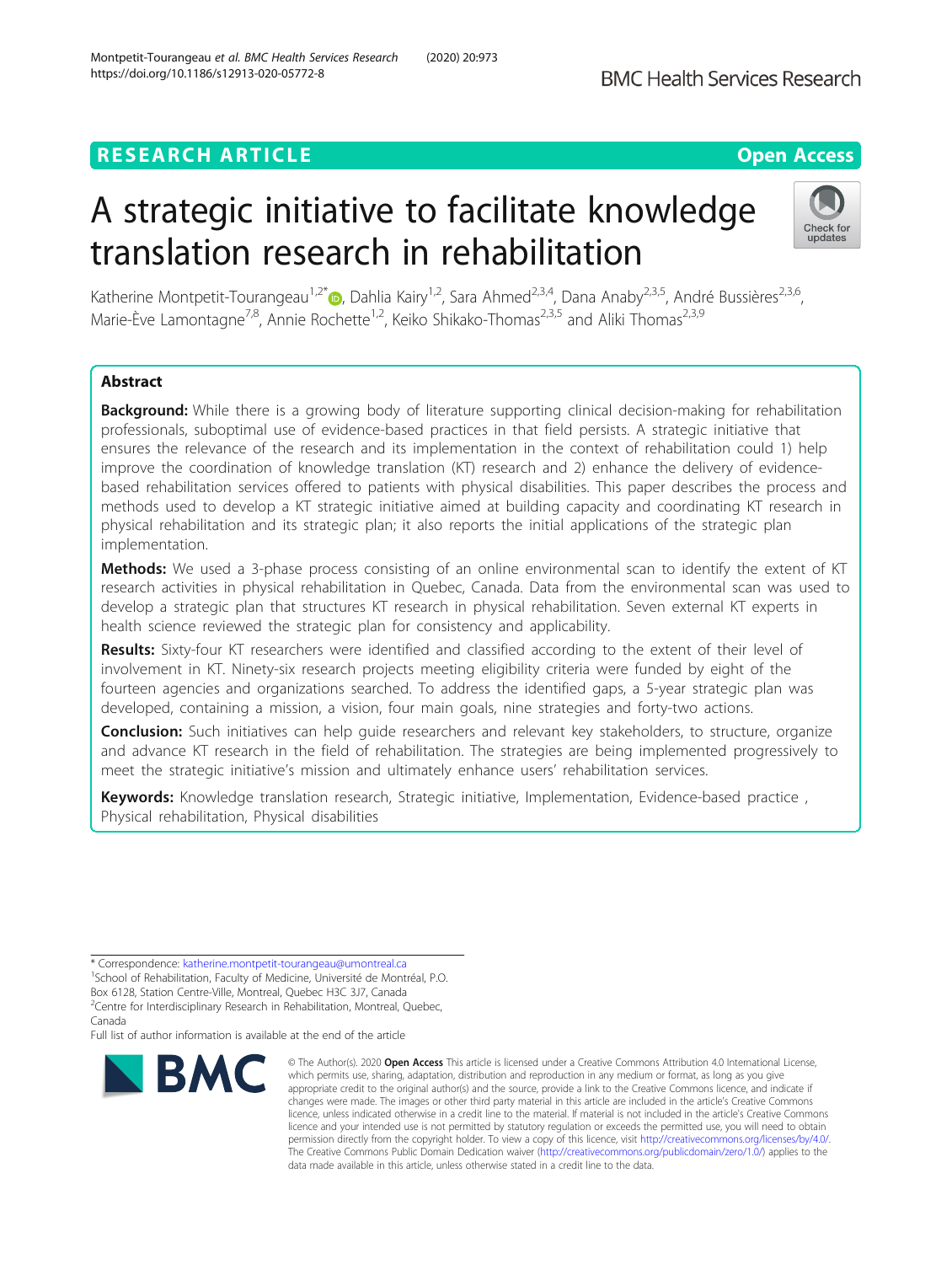RESEARCH ARTICLE

Open Access

# A strategic initiative to facilitate knowledge translation research in rehabilitation

Katherine Montpetit-Tourangeau[1,2*], Dahlia Kairy[1,2], Sara Ahmed[2,3,4], Dana Anaby[2,3,5], André Bussières[2,3,6], Marie-Ève Lamontagne[7,8], Annie Rochette[1,2], Keiko Shikako-Thomas[2,3,5] and Aliki Thomas[2,3,9]

## Abstract

**Background:** While there is a growing body of literature supporting clinical decision-making for rehabilitation professionals, suboptimal use of evidence-based practices in that field persists. A strategic initiative that ensures the relevance of the research and its implementation in the context of rehabilitation could 1) help improve the coordination of knowledge translation (KT) research and 2) enhance the delivery of evidence-based rehabilitation services offered to patients with physical disabilities. This paper describes the process and methods used to develop a KT strategic initiative aimed at building capacity and coordinating KT research in physical rehabilitation and its strategic plan; it also reports the initial applications of the strategic plan implementation.

**Methods:** We used a 3-phase process consisting of an online environmental scan to identify the extent of KT research activities in physical rehabilitation in Quebec, Canada. Data from the environmental scan was used to develop a strategic plan that structures KT research in physical rehabilitation. Seven external KT experts in health science reviewed the strategic plan for consistency and applicability.

**Results:** Sixty-four KT researchers were identified and classified according to the extent of their level of involvement in KT. Ninety-six research projects meeting eligibility criteria were funded by eight of the fourteen agencies and organizations searched. To address the identified gaps, a 5-year strategic plan was developed, containing a mission, a vision, four main goals, nine strategies and forty-two actions.

**Conclusion:** Such initiatives can help guide researchers and relevant key stakeholders, to structure, organize and advance KT research in the field of rehabilitation. The strategies are being implemented progressively to meet the strategic initiative's mission and ultimately enhance users' rehabilitation services.

**Keywords:** Knowledge translation research, Strategic initiative, Implementation, Evidence-based practice , Physical rehabilitation, Physical disabilities

\* Correspondence: katherine.montpetit-tourangeau@umontreal.ca
[1]School of Rehabilitation, Faculty of Medicine, Université de Montréal, P.O. Box 6128, Station Centre-Ville, Montreal, Quebec H3C 3J7, Canada
[2]Centre for Interdisciplinary Research in Rehabilitation, Montreal, Quebec, Canada
Full list of author information is available at the end of the article

© The Author(s). 2020 **Open Access** This article is licensed under a Creative Commons Attribution 4.0 International License, which permits use, sharing, adaptation, distribution and reproduction in any medium or format, as long as you give appropriate credit to the original author(s) and the source, provide a link to the Creative Commons licence, and indicate if changes were made. The images or other third party material in this article are included in the article's Creative Commons licence, unless indicated otherwise in a credit line to the material. If material is not included in the article's Creative Commons licence and your intended use is not permitted by statutory regulation or exceeds the permitted use, you will need to obtain permission directly from the copyright holder. To view a copy of this licence, visit http://creativecommons.org/licenses/by/4.0/. The Creative Commons Public Domain Dedication waiver (http://creativecommons.org/publicdomain/zero/1.0/) applies to the data made available in this article, unless otherwise stated in a credit line to the data.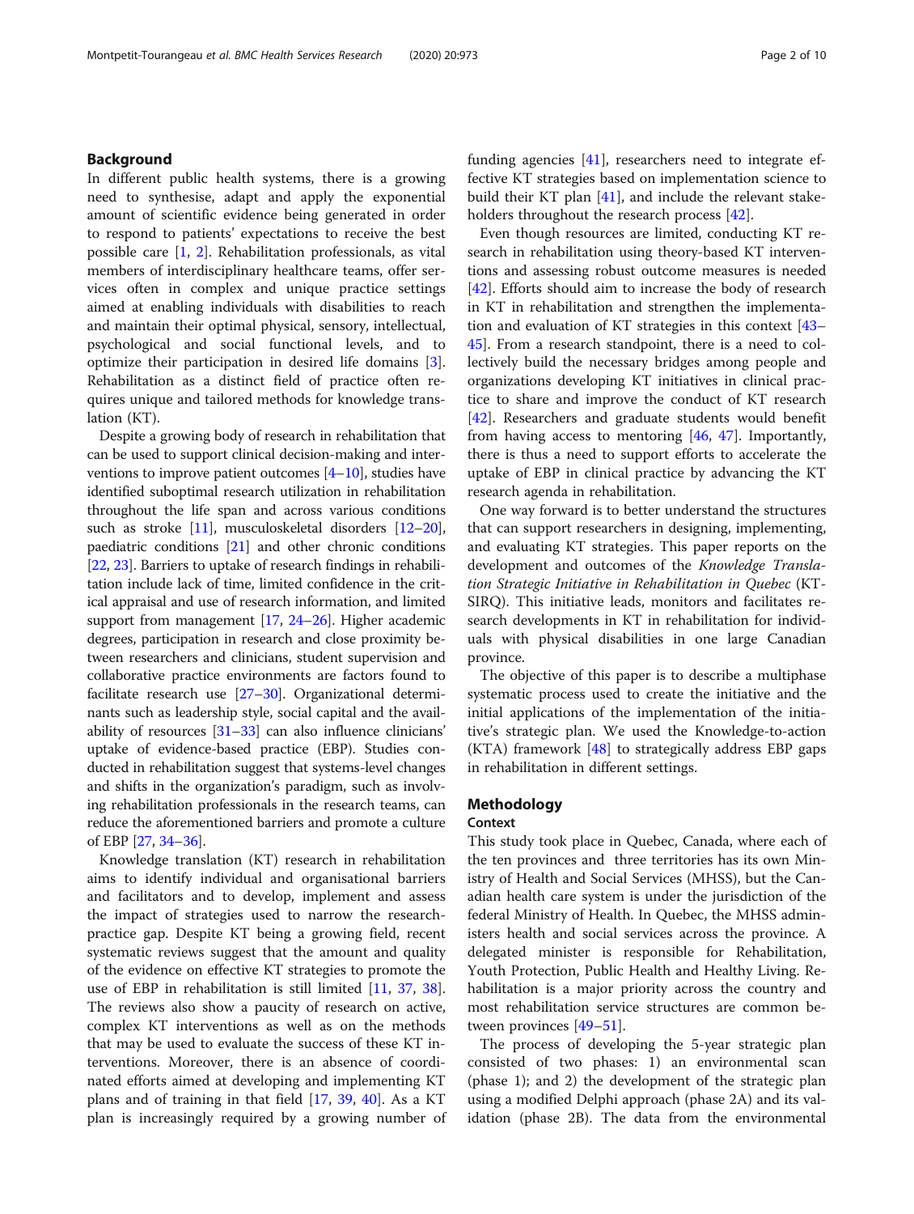## Background

In different public health systems, there is a growing need to synthesise, adapt and apply the exponential amount of scientific evidence being generated in order to respond to patients' expectations to receive the best possible care [1, 2]. Rehabilitation professionals, as vital members of interdisciplinary healthcare teams, offer services often in complex and unique practice settings aimed at enabling individuals with disabilities to reach and maintain their optimal physical, sensory, intellectual, psychological and social functional levels, and to optimize their participation in desired life domains [3]. Rehabilitation as a distinct field of practice often requires unique and tailored methods for knowledge translation (KT).

Despite a growing body of research in rehabilitation that can be used to support clinical decision-making and interventions to improve patient outcomes [4–10], studies have identified suboptimal research utilization in rehabilitation throughout the life span and across various conditions such as stroke [11], musculoskeletal disorders [12–20], paediatric conditions [21] and other chronic conditions [22, 23]. Barriers to uptake of research findings in rehabilitation include lack of time, limited confidence in the critical appraisal and use of research information, and limited support from management [17, 24–26]. Higher academic degrees, participation in research and close proximity between researchers and clinicians, student supervision and collaborative practice environments are factors found to facilitate research use [27–30]. Organizational determinants such as leadership style, social capital and the availability of resources [31–33] can also influence clinicians' uptake of evidence-based practice (EBP). Studies conducted in rehabilitation suggest that systems-level changes and shifts in the organization's paradigm, such as involving rehabilitation professionals in the research teams, can reduce the aforementioned barriers and promote a culture of EBP [27, 34–36].

Knowledge translation (KT) research in rehabilitation aims to identify individual and organisational barriers and facilitators and to develop, implement and assess the impact of strategies used to narrow the research-practice gap. Despite KT being a growing field, recent systematic reviews suggest that the amount and quality of the evidence on effective KT strategies to promote the use of EBP in rehabilitation is still limited [11, 37, 38]. The reviews also show a paucity of research on active, complex KT interventions as well as on the methods that may be used to evaluate the success of these KT interventions. Moreover, there is an absence of coordinated efforts aimed at developing and implementing KT plans and of training in that field [17, 39, 40]. As a KT plan is increasingly required by a growing number of funding agencies [41], researchers need to integrate effective KT strategies based on implementation science to build their KT plan [41], and include the relevant stakeholders throughout the research process [42].

Even though resources are limited, conducting KT research in rehabilitation using theory-based KT interventions and assessing robust outcome measures is needed [42]. Efforts should aim to increase the body of research in KT in rehabilitation and strengthen the implementation and evaluation of KT strategies in this context [43–45]. From a research standpoint, there is a need to collectively build the necessary bridges among people and organizations developing KT initiatives in clinical practice to share and improve the conduct of KT research [42]. Researchers and graduate students would benefit from having access to mentoring [46, 47]. Importantly, there is thus a need to support efforts to accelerate the uptake of EBP in clinical practice by advancing the KT research agenda in rehabilitation.

One way forward is to better understand the structures that can support researchers in designing, implementing, and evaluating KT strategies. This paper reports on the development and outcomes of the *Knowledge Translation Strategic Initiative in Rehabilitation in Quebec* (KT-SIRQ). This initiative leads, monitors and facilitates research developments in KT in rehabilitation for individuals with physical disabilities in one large Canadian province.

The objective of this paper is to describe a multiphase systematic process used to create the initiative and the initial applications of the implementation of the initiative's strategic plan. We used the Knowledge-to-action (KTA) framework [48] to strategically address EBP gaps in rehabilitation in different settings.

## Methodology

### Context

This study took place in Quebec, Canada, where each of the ten provinces and three territories has its own Ministry of Health and Social Services (MHSS), but the Canadian health care system is under the jurisdiction of the federal Ministry of Health. In Quebec, the MHSS administers health and social services across the province. A delegated minister is responsible for Rehabilitation, Youth Protection, Public Health and Healthy Living. Rehabilitation is a major priority across the country and most rehabilitation service structures are common between provinces [49–51].

The process of developing the 5-year strategic plan consisted of two phases: 1) an environmental scan (phase 1); and 2) the development of the strategic plan using a modified Delphi approach (phase 2A) and its validation (phase 2B). The data from the environmental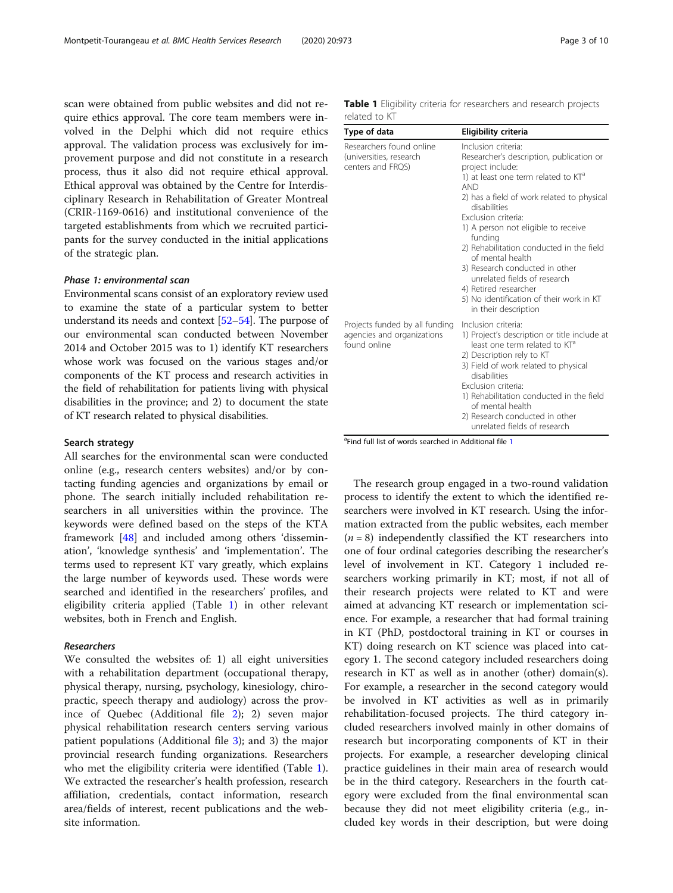scan were obtained from public websites and did not require ethics approval. The core team members were involved in the Delphi which did not require ethics approval. The validation process was exclusively for improvement purpose and did not constitute in a research process, thus it also did not require ethical approval. Ethical approval was obtained by the Centre for Interdisciplinary Research in Rehabilitation of Greater Montreal (CRIR-1169-0616) and institutional convenience of the targeted establishments from which we recruited participants for the survey conducted in the initial applications of the strategic plan.

#### *Phase 1: environmental scan*

Environmental scans consist of an exploratory review used to examine the state of a particular system to better understand its needs and context [52–54]. The purpose of our environmental scan conducted between November 2014 and October 2015 was to 1) identify KT researchers whose work was focused on the various stages and/or components of the KT process and research activities in the field of rehabilitation for patients living with physical disabilities in the province; and 2) to document the state of KT research related to physical disabilities.

### Search strategy

All searches for the environmental scan were conducted online (e.g., research centers websites) and/or by contacting funding agencies and organizations by email or phone. The search initially included rehabilitation researchers in all universities within the province. The keywords were defined based on the steps of the KTA framework [48] and included among others 'dissemination', 'knowledge synthesis' and 'implementation'. The terms used to represent KT vary greatly, which explains the large number of keywords used. These words were searched and identified in the researchers' profiles, and eligibility criteria applied (Table 1) in other relevant websites, both in French and English.

#### *Researchers*

We consulted the websites of: 1) all eight universities with a rehabilitation department (occupational therapy, physical therapy, nursing, psychology, kinesiology, chiropractic, speech therapy and audiology) across the province of Quebec (Additional file 2); 2) seven major physical rehabilitation research centers serving various patient populations (Additional file 3); and 3) the major provincial research funding organizations. Researchers who met the eligibility criteria were identified (Table 1). We extracted the researcher's health profession, research affiliation, credentials, contact information, research area/fields of interest, recent publications and the website information.

**Table 1** Eligibility criteria for researchers and research projects related to KT

| Type of data | Eligibility criteria |
|---|---|
| Researchers found online (universities, research centers and FRQS) | Inclusion criteria:<br>Researcher's description, publication or project include:<br>1) at least one term related to KT[a]<br>AND<br>2) has a field of work related to physical disabilities<br>Exclusion criteria:<br>1) A person not eligible to receive funding<br>2) Rehabilitation conducted in the field of mental health<br>3) Research conducted in other unrelated fields of research<br>4) Retired researcher<br>5) No identification of their work in KT in their description |
| Projects funded by all funding agencies and organizations found online | Inclusion criteria:<br>1) Project's description or title include at least one term related to KT[a]<br>2) Description rely to KT<br>3) Field of work related to physical disabilities<br>Exclusion criteria:<br>1) Rehabilitation conducted in the field of mental health<br>2) Research conducted in other unrelated fields of research |

[a]Find full list of words searched in Additional file 1

The research group engaged in a two-round validation process to identify the extent to which the identified researchers were involved in KT research. Using the information extracted from the public websites, each member ($n = 8$) independently classified the KT researchers into one of four ordinal categories describing the researcher's level of involvement in KT. Category 1 included researchers working primarily in KT; most, if not all of their research projects were related to KT and were aimed at advancing KT research or implementation science. For example, a researcher that had formal training in KT (PhD, postdoctoral training in KT or courses in KT) doing research on KT science was placed into category 1. The second category included researchers doing research in KT as well as in another (other) domain(s). For example, a researcher in the second category would be involved in KT activities as well as in primarily rehabilitation-focused projects. The third category included researchers involved mainly in other domains of research but incorporating components of KT in their projects. For example, a researcher developing clinical practice guidelines in their main area of research would be in the third category. Researchers in the fourth category were excluded from the final environmental scan because they did not meet eligibility criteria (e.g., included key words in their description, but were doing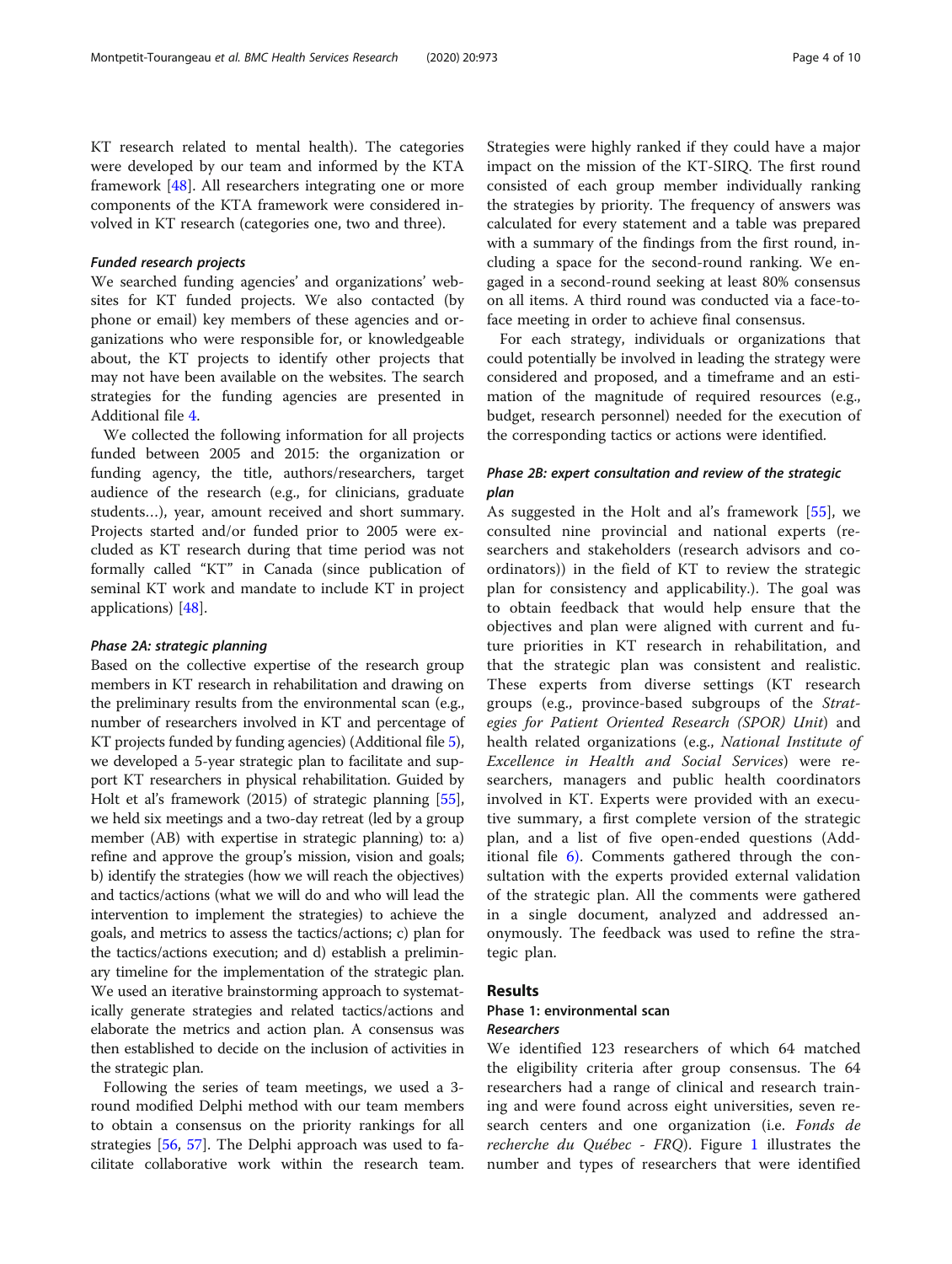KT research related to mental health). The categories were developed by our team and informed by the KTA framework [48]. All researchers integrating one or more components of the KTA framework were considered involved in KT research (categories one, two and three).

#### *Funded research projects*

We searched funding agencies' and organizations' websites for KT funded projects. We also contacted (by phone or email) key members of these agencies and organizations who were responsible for, or knowledgeable about, the KT projects to identify other projects that may not have been available on the websites. The search strategies for the funding agencies are presented in Additional file 4.

We collected the following information for all projects funded between 2005 and 2015: the organization or funding agency, the title, authors/researchers, target audience of the research (e.g., for clinicians, graduate students…), year, amount received and short summary. Projects started and/or funded prior to 2005 were excluded as KT research during that time period was not formally called "KT" in Canada (since publication of seminal KT work and mandate to include KT in project applications) [48].

#### *Phase 2A: strategic planning*

Based on the collective expertise of the research group members in KT research in rehabilitation and drawing on the preliminary results from the environmental scan (e.g., number of researchers involved in KT and percentage of KT projects funded by funding agencies) (Additional file 5), we developed a 5-year strategic plan to facilitate and support KT researchers in physical rehabilitation. Guided by Holt et al's framework (2015) of strategic planning [55], we held six meetings and a two-day retreat (led by a group member (AB) with expertise in strategic planning) to: a) refine and approve the group's mission, vision and goals; b) identify the strategies (how we will reach the objectives) and tactics/actions (what we will do and who will lead the intervention to implement the strategies) to achieve the goals, and metrics to assess the tactics/actions; c) plan for the tactics/actions execution; and d) establish a preliminary timeline for the implementation of the strategic plan. We used an iterative brainstorming approach to systematically generate strategies and related tactics/actions and elaborate the metrics and action plan. A consensus was then established to decide on the inclusion of activities in the strategic plan.

Following the series of team meetings, we used a 3-round modified Delphi method with our team members to obtain a consensus on the priority rankings for all strategies [56, 57]. The Delphi approach was used to facilitate collaborative work within the research team. Strategies were highly ranked if they could have a major impact on the mission of the KT-SIRQ. The first round consisted of each group member individually ranking the strategies by priority. The frequency of answers was calculated for every statement and a table was prepared with a summary of the findings from the first round, including a space for the second-round ranking. We engaged in a second-round seeking at least 80% consensus on all items. A third round was conducted via a face-to-face meeting in order to achieve final consensus.

For each strategy, individuals or organizations that could potentially be involved in leading the strategy were considered and proposed, and a timeframe and an estimation of the magnitude of required resources (e.g., budget, research personnel) needed for the execution of the corresponding tactics or actions were identified.

#### *Phase 2B: expert consultation and review of the strategic plan*

As suggested in the Holt and al's framework [55], we consulted nine provincial and national experts (researchers and stakeholders (research advisors and coordinators)) in the field of KT to review the strategic plan for consistency and applicability.). The goal was to obtain feedback that would help ensure that the objectives and plan were aligned with current and future priorities in KT research in rehabilitation, and that the strategic plan was consistent and realistic. These experts from diverse settings (KT research groups (e.g., province-based subgroups of the *Strategies for Patient Oriented Research (SPOR) Unit*) and health related organizations (e.g., *National Institute of Excellence in Health and Social Services*) were researchers, managers and public health coordinators involved in KT. Experts were provided with an executive summary, a first complete version of the strategic plan, and a list of five open-ended questions (Additional file 6). Comments gathered through the consultation with the experts provided external validation of the strategic plan. All the comments were gathered in a single document, analyzed and addressed anonymously. The feedback was used to refine the strategic plan.

## Results

### Phase 1: environmental scan

#### *Researchers*

We identified 123 researchers of which 64 matched the eligibility criteria after group consensus. The 64 researchers had a range of clinical and research training and were found across eight universities, seven research centers and one organization (i.e. *Fonds de recherche du Québec - FRQ*). Figure 1 illustrates the number and types of researchers that were identified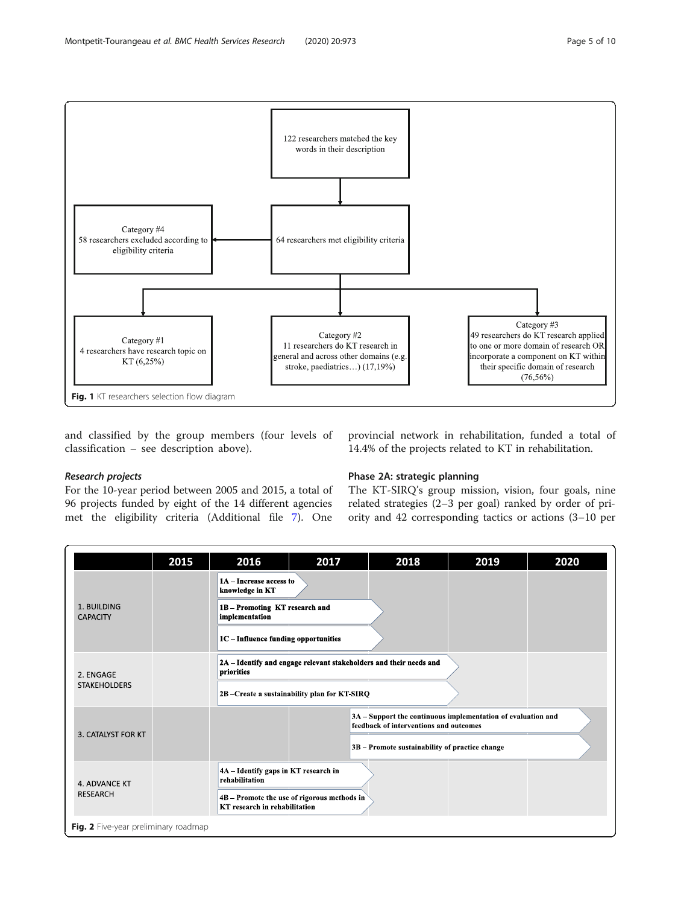122 researchers matched the key words in their description

64 researchers met eligibility criteria

Category #4
58 researchers excluded according to eligibility criteria

Category #1
4 researchers have research topic on KT (6,25%)

Category #2
11 researchers do KT research in general and across other domains (e.g. stroke, paediatrics…) (17,19%)

Category #3
49 researchers do KT research applied to one or more domain of research OR incorporate a component on KT within their specific domain of research (76,56%)

**Fig. 1** KT researchers selection flow diagram

and classified by the group members (four levels of classification – see description above).

### *Research projects*

For the 10-year period between 2005 and 2015, a total of 96 projects funded by eight of the 14 different agencies met the eligibility criteria (Additional file 7). One provincial network in rehabilitation, funded a total of 14.4% of the projects related to KT in rehabilitation.

### Phase 2A: strategic planning

The KT-SIRQ's group mission, vision, four goals, nine related strategies (2–3 per goal) ranked by order of priority and 42 corresponding tactics or actions (3–10 per

| | 2015 | 2016 | 2017 | 2018 | 2019 | 2020 |
|---|---|---|---|---|---|---|
| 1. BUILDING CAPACITY | | 1A – Increase access to knowledge in KT | | | | |
| | | 1B – Promoting KT research and implementation | | | | |
| | | 1C – Influence funding opportunities | | | | |
| 2. ENGAGE STAKEHOLDERS | | 2A – Identify and engage relevant stakeholders and their needs and priorities | | | | |
| | | 2B – Create a sustainability plan for KT-SIRQ | | | | |
| 3. CATALYST FOR KT | | | | 3A – Support the continuous implementation of evaluation and feedback of interventions and outcomes | | |
| | | | | 3B – Promote sustainability of practice change | | |
| 4. ADVANCE KT RESEARCH | | 4A – Identify gaps in KT research in rehabilitation | | | | |
| | | 4B – Promote the use of rigorous methods in KT research in rehabilitation | | | | |

**Fig. 2** Five-year preliminary roadmap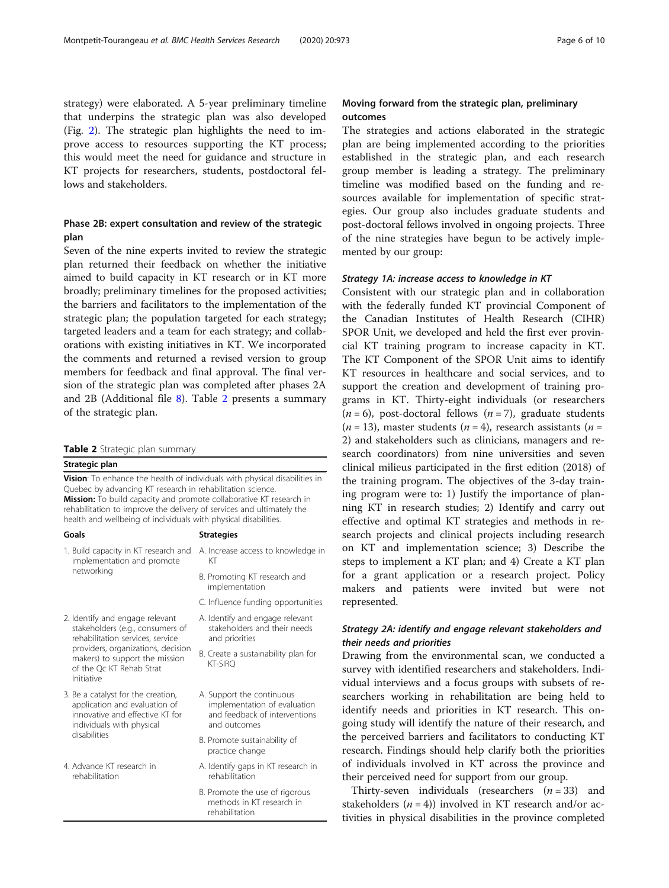strategy) were elaborated. A 5-year preliminary timeline that underpins the strategic plan was also developed (Fig. 2). The strategic plan highlights the need to improve access to resources supporting the KT process; this would meet the need for guidance and structure in KT projects for researchers, students, postdoctoral fellows and stakeholders.

### Phase 2B: expert consultation and review of the strategic plan

Seven of the nine experts invited to review the strategic plan returned their feedback on whether the initiative aimed to build capacity in KT research or in KT more broadly; preliminary timelines for the proposed activities; the barriers and facilitators to the implementation of the strategic plan; the population targeted for each strategy; targeted leaders and a team for each strategy; and collaborations with existing initiatives in KT. We incorporated the comments and returned a revised version to group members for feedback and final approval. The final version of the strategic plan was completed after phases 2A and 2B (Additional file 8). Table 2 presents a summary of the strategic plan.

**Table 2** Strategic plan summary

**Strategic plan**

**Vision**: To enhance the health of individuals with physical disabilities in Quebec by advancing KT research in rehabilitation science.
**Mission:** To build capacity and promote collaborative KT research in rehabilitation to improve the delivery of services and ultimately the health and wellbeing of individuals with physical disabilities.

| Goals | Strategies |
| --- | --- |
| 1. Build capacity in KT research and implementation and promote networking | A. Increase access to knowledge in KT |
| | B. Promoting KT research and implementation |
| | C. Influence funding opportunities |
| 2. Identify and engage relevant stakeholders (e.g., consumers of rehabilitation services, service providers, organizations, decision makers) to support the mission of the Qc KT Rehab Strat Initiative | A. Identify and engage relevant stakeholders and their needs and priorities |
| | B. Create a sustainability plan for KT-SIRQ |
| 3. Be a catalyst for the creation, application and evaluation of innovative and effective KT for individuals with physical disabilities | A. Support the continuous implementation of evaluation and feedback of interventions and outcomes |
| | B. Promote sustainability of practice change |
| 4. Advance KT research in rehabilitation | A. Identify gaps in KT research in rehabilitation |
| | B. Promote the use of rigorous methods in KT research in rehabilitation |

## Moving forward from the strategic plan, preliminary outcomes

The strategies and actions elaborated in the strategic plan are being implemented according to the priorities established in the strategic plan, and each research group member is leading a strategy. The preliminary timeline was modified based on the funding and resources available for implementation of specific strategies. Our group also includes graduate students and post-doctoral fellows involved in ongoing projects. Three of the nine strategies have begun to be actively implemented by our group:

### *Strategy 1A: increase access to knowledge in KT*

Consistent with our strategic plan and in collaboration with the federally funded KT provincial Component of the Canadian Institutes of Health Research (CIHR) SPOR Unit, we developed and held the first ever provincial KT training program to increase capacity in KT. The KT Component of the SPOR Unit aims to identify KT resources in healthcare and social services, and to support the creation and development of training programs in KT. Thirty-eight individuals (or researchers ($n = 6$), post-doctoral fellows ($n = 7$), graduate students ($n = 13$), master students ($n = 4$), research assistants ($n = 2$) and stakeholders such as clinicians, managers and research coordinators) from nine universities and seven clinical milieus participated in the first edition (2018) of the training program. The objectives of the 3-day training program were to: 1) Justify the importance of planning KT in research studies; 2) Identify and carry out effective and optimal KT strategies and methods in research projects and clinical projects including research on KT and implementation science; 3) Describe the steps to implement a KT plan; and 4) Create a KT plan for a grant application or a research project. Policy makers and patients were invited but were not represented.

### *Strategy 2A: identify and engage relevant stakeholders and their needs and priorities*

Drawing from the environmental scan, we conducted a survey with identified researchers and stakeholders. Individual interviews and a focus groups with subsets of researchers working in rehabilitation are being held to identify needs and priorities in KT research. This ongoing study will identify the nature of their research, and the perceived barriers and facilitators to conducting KT research. Findings should help clarify both the priorities of individuals involved in KT across the province and their perceived need for support from our group.

Thirty-seven individuals (researchers ($n = 33$) and stakeholders ($n = 4$)) involved in KT research and/or activities in physical disabilities in the province completed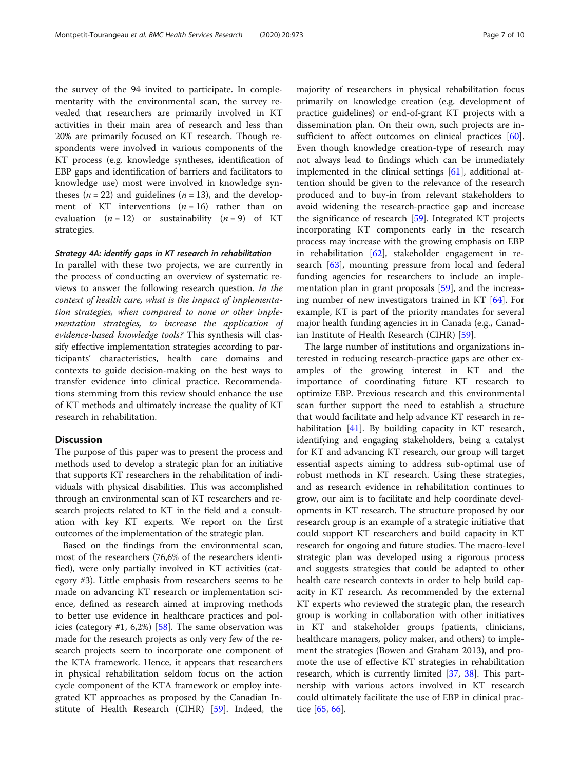the survey of the 94 invited to participate. In complementarity with the environmental scan, the survey revealed that researchers are primarily involved in KT activities in their main area of research and less than 20% are primarily focused on KT research. Though respondents were involved in various components of the KT process (e.g. knowledge syntheses, identification of EBP gaps and identification of barriers and facilitators to knowledge use) most were involved in knowledge syntheses ($n = 22$) and guidelines ($n = 13$), and the development of KT interventions ($n = 16$) rather than on evaluation ($n = 12$) or sustainability ($n = 9$) of KT strategies.

#### *Strategy 4A: identify gaps in KT research in rehabilitation*

In parallel with these two projects, we are currently in the process of conducting an overview of systematic reviews to answer the following research question. *In the context of health care, what is the impact of implementation strategies, when compared to none or other implementation strategies, to increase the application of evidence-based knowledge tools?* This synthesis will classify effective implementation strategies according to participants' characteristics, health care domains and contexts to guide decision-making on the best ways to transfer evidence into clinical practice. Recommendations stemming from this review should enhance the use of KT methods and ultimately increase the quality of KT research in rehabilitation.

## Discussion

The purpose of this paper was to present the process and methods used to develop a strategic plan for an initiative that supports KT researchers in the rehabilitation of individuals with physical disabilities. This was accomplished through an environmental scan of KT researchers and research projects related to KT in the field and a consultation with key KT experts. We report on the first outcomes of the implementation of the strategic plan.

Based on the findings from the environmental scan, most of the researchers (76,6% of the researchers identified), were only partially involved in KT activities (category #3). Little emphasis from researchers seems to be made on advancing KT research or implementation science, defined as research aimed at improving methods to better use evidence in healthcare practices and policies (category #1, 6,2%) [58]. The same observation was made for the research projects as only very few of the research projects seem to incorporate one component of the KTA framework. Hence, it appears that researchers in physical rehabilitation seldom focus on the action cycle component of the KTA framework or employ integrated KT approaches as proposed by the Canadian Institute of Health Research (CIHR) [59]. Indeed, the majority of researchers in physical rehabilitation focus primarily on knowledge creation (e.g. development of practice guidelines) or end-of-grant KT projects with a dissemination plan. On their own, such projects are insufficient to affect outcomes on clinical practices [60]. Even though knowledge creation-type of research may not always lead to findings which can be immediately implemented in the clinical settings [61], additional attention should be given to the relevance of the research produced and to buy-in from relevant stakeholders to avoid widening the research-practice gap and increase the significance of research [59]. Integrated KT projects incorporating KT components early in the research process may increase with the growing emphasis on EBP in rehabilitation [62], stakeholder engagement in research [63], mounting pressure from local and federal funding agencies for researchers to include an implementation plan in grant proposals [59], and the increasing number of new investigators trained in KT [64]. For example, KT is part of the priority mandates for several major health funding agencies in in Canada (e.g., Canadian Institute of Health Research (CIHR) [59].

The large number of institutions and organizations interested in reducing research-practice gaps are other examples of the growing interest in KT and the importance of coordinating future KT research to optimize EBP. Previous research and this environmental scan further support the need to establish a structure that would facilitate and help advance KT research in rehabilitation [41]. By building capacity in KT research, identifying and engaging stakeholders, being a catalyst for KT and advancing KT research, our group will target essential aspects aiming to address sub-optimal use of robust methods in KT research. Using these strategies, and as research evidence in rehabilitation continues to grow, our aim is to facilitate and help coordinate developments in KT research. The structure proposed by our research group is an example of a strategic initiative that could support KT researchers and build capacity in KT research for ongoing and future studies. The macro-level strategic plan was developed using a rigorous process and suggests strategies that could be adapted to other health care research contexts in order to help build capacity in KT research. As recommended by the external KT experts who reviewed the strategic plan, the research group is working in collaboration with other initiatives in KT and stakeholder groups (patients, clinicians, healthcare managers, policy maker, and others) to implement the strategies (Bowen and Graham 2013), and promote the use of effective KT strategies in rehabilitation research, which is currently limited [37, 38]. This partnership with various actors involved in KT research could ultimately facilitate the use of EBP in clinical practice [65, 66].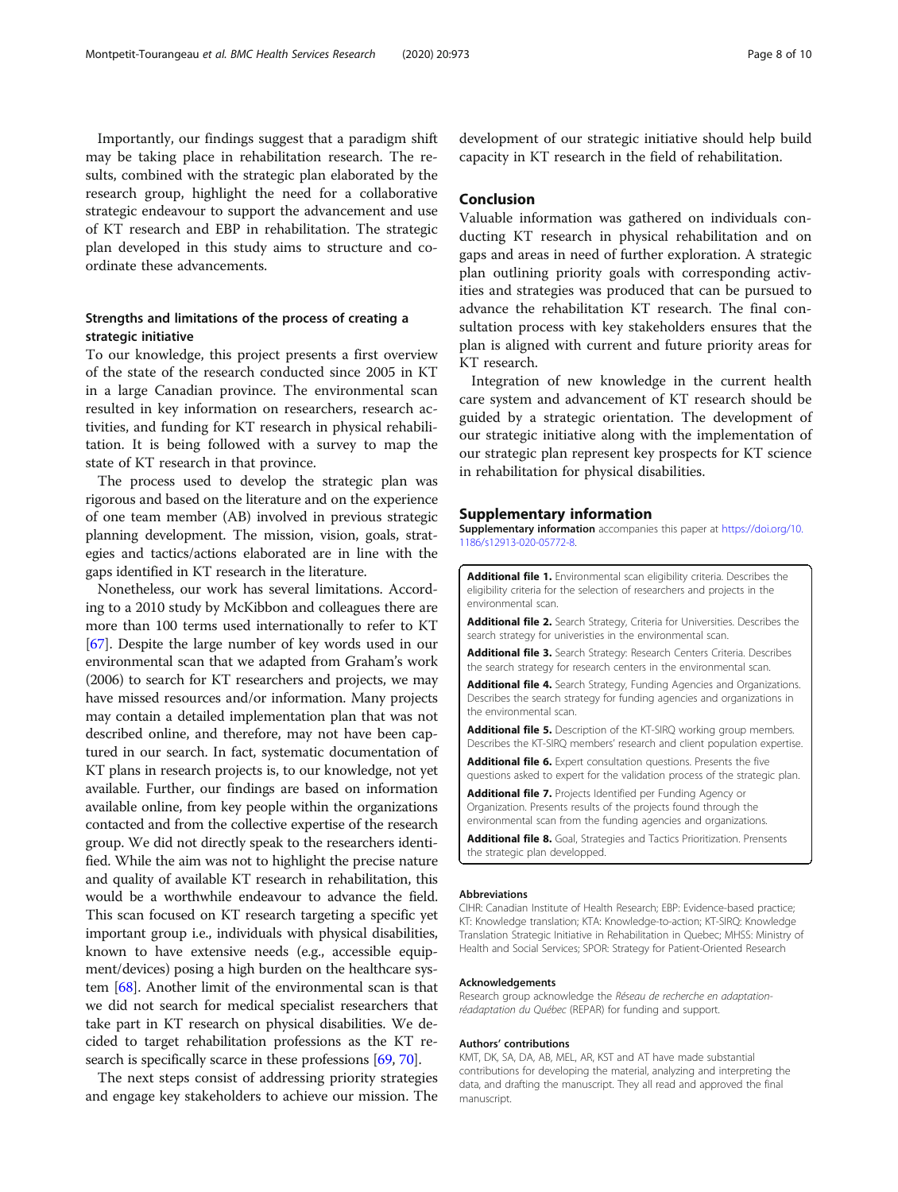Importantly, our findings suggest that a paradigm shift may be taking place in rehabilitation research. The results, combined with the strategic plan elaborated by the research group, highlight the need for a collaborative strategic endeavour to support the advancement and use of KT research and EBP in rehabilitation. The strategic plan developed in this study aims to structure and coordinate these advancements.

### Strengths and limitations of the process of creating a strategic initiative

To our knowledge, this project presents a first overview of the state of the research conducted since 2005 in KT in a large Canadian province. The environmental scan resulted in key information on researchers, research activities, and funding for KT research in physical rehabilitation. It is being followed with a survey to map the state of KT research in that province.

The process used to develop the strategic plan was rigorous and based on the literature and on the experience of one team member (AB) involved in previous strategic planning development. The mission, vision, goals, strategies and tactics/actions elaborated are in line with the gaps identified in KT research in the literature.

Nonetheless, our work has several limitations. According to a 2010 study by McKibbon and colleagues there are more than 100 terms used internationally to refer to KT [67]. Despite the large number of key words used in our environmental scan that we adapted from Graham's work (2006) to search for KT researchers and projects, we may have missed resources and/or information. Many projects may contain a detailed implementation plan that was not described online, and therefore, may not have been captured in our search. In fact, systematic documentation of KT plans in research projects is, to our knowledge, not yet available. Further, our findings are based on information available online, from key people within the organizations contacted and from the collective expertise of the research group. We did not directly speak to the researchers identified. While the aim was not to highlight the precise nature and quality of available KT research in rehabilitation, this would be a worthwhile endeavour to advance the field. This scan focused on KT research targeting a specific yet important group i.e., individuals with physical disabilities, known to have extensive needs (e.g., accessible equipment/devices) posing a high burden on the healthcare system [68]. Another limit of the environmental scan is that we did not search for medical specialist researchers that take part in KT research on physical disabilities. We decided to target rehabilitation professions as the KT research is specifically scarce in these professions [69, 70].

The next steps consist of addressing priority strategies and engage key stakeholders to achieve our mission. The development of our strategic initiative should help build capacity in KT research in the field of rehabilitation.

## Conclusion

Valuable information was gathered on individuals conducting KT research in physical rehabilitation and on gaps and areas in need of further exploration. A strategic plan outlining priority goals with corresponding activities and strategies was produced that can be pursued to advance the rehabilitation KT research. The final consultation process with key stakeholders ensures that the plan is aligned with current and future priority areas for KT research.

Integration of new knowledge in the current health care system and advancement of KT research should be guided by a strategic orientation. The development of our strategic initiative along with the implementation of our strategic plan represent key prospects for KT science in rehabilitation for physical disabilities.

## Supplementary information

**Supplementary information** accompanies this paper at https://doi.org/10.1186/s12913-020-05772-8.

**Additional file 1.** Environmental scan eligibility criteria. Describes the eligibility criteria for the selection of researchers and projects in the environmental scan.

**Additional file 2.** Search Strategy, Criteria for Universities. Describes the search strategy for univeristies in the environmental scan.

**Additional file 3.** Search Strategy: Research Centers Criteria. Describes the search strategy for research centers in the environmental scan.

**Additional file 4.** Search Strategy, Funding Agencies and Organizations. Describes the search strategy for funding agencies and organizations in the environmental scan.

**Additional file 5.** Description of the KT-SIRQ working group members. Describes the KT-SIRQ members' research and client population expertise.

**Additional file 6.** Expert consultation questions. Presents the five questions asked to expert for the validation process of the strategic plan.

**Additional file 7.** Projects Identified per Funding Agency or Organization. Presents results of the projects found through the environmental scan from the funding agencies and organizations.

**Additional file 8.** Goal, Strategies and Tactics Prioritization. Prensents the strategic plan developped.

#### Abbreviations

CIHR: Canadian Institute of Health Research; EBP: Evidence-based practice; KT: Knowledge translation; KTA: Knowledge-to-action; KT-SIRQ: Knowledge Translation Strategic Initiative in Rehabilitation in Quebec; MHSS: Ministry of Health and Social Services; SPOR: Strategy for Patient-Oriented Research

#### Acknowledgements

Research group acknowledge the *Réseau de recherche en adaptation-réadaptation du Québec* (REPAR) for funding and support.

#### Authors' contributions

KMT, DK, SA, DA, AB, MEL, AR, KST and AT have made substantial contributions for developing the material, analyzing and interpreting the data, and drafting the manuscript. They all read and approved the final manuscript.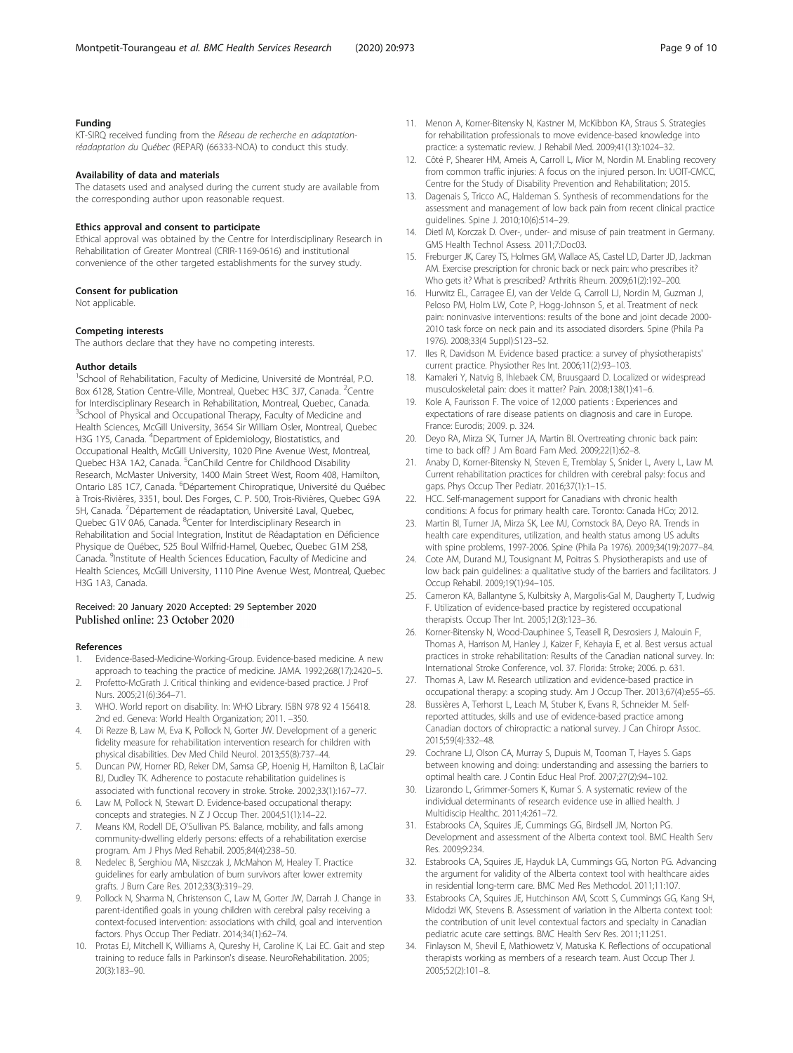### Funding

KT-SIRQ received funding from the *Réseau de recherche en adaptation-réadaptation du Québec* (REPAR) (66333-NOA) to conduct this study.

### Availability of data and materials

The datasets used and analysed during the current study are available from the corresponding author upon reasonable request.

### Ethics approval and consent to participate

Ethical approval was obtained by the Centre for Interdisciplinary Research in Rehabilitation of Greater Montreal (CRIR-1169-0616) and institutional convenience of the other targeted establishments for the survey study.

### Consent for publication

Not applicable.

### Competing interests

The authors declare that they have no competing interests.

### Author details

[1]School of Rehabilitation, Faculty of Medicine, Université de Montréal, P.O. Box 6128, Station Centre-Ville, Montreal, Quebec H3C 3J7, Canada. [2]Centre for Interdisciplinary Research in Rehabilitation, Montreal, Quebec, Canada. [3]School of Physical and Occupational Therapy, Faculty of Medicine and Health Sciences, McGill University, 3654 Sir William Osler, Montreal, Quebec H3G 1Y5, Canada. [4]Department of Epidemiology, Biostatistics, and Occupational Health, McGill University, 1020 Pine Avenue West, Montreal, Quebec H3A 1A2, Canada. [5]CanChild Centre for Childhood Disability Research, McMaster University, 1400 Main Street West, Room 408, Hamilton, Ontario L8S 1C7, Canada. [6]Département Chiropratique, Université du Québec à Trois-Rivières, 3351, boul. Des Forges, C. P. 500, Trois-Rivières, Quebec G9A 5H, Canada. [7]Département de réadaptation, Université Laval, Quebec, Quebec G1V 0A6, Canada. [8]Center for Interdisciplinary Research in Rehabilitation and Social Integration, Institut de Réadaptation en Déficience Physique de Québec, 525 Boul Wilfrid-Hamel, Quebec, Quebec G1M 2S8, Canada. [9]Institute of Health Sciences Education, Faculty of Medicine and Health Sciences, McGill University, 1110 Pine Avenue West, Montreal, Quebec H3G 1A3, Canada.

Received: 20 January 2020 Accepted: 29 September 2020
Published online: 23 October 2020

### References

1. Evidence-Based-Medicine-Working-Group. Evidence-based medicine. A new approach to teaching the practice of medicine. JAMA. 1992;268(17):2420–5.
2. Profetto-McGrath J. Critical thinking and evidence-based practice. J Prof Nurs. 2005;21(6):364–71.
3. WHO. World report on disability. In: WHO Library. ISBN 978 92 4 156418. 2nd ed. Geneva: World Health Organization; 2011. –350.
4. Di Rezze B, Law M, Eva K, Pollock N, Gorter JW. Development of a generic fidelity measure for rehabilitation intervention research for children with physical disabilities. Dev Med Child Neurol. 2013;55(8):737–44.
5. Duncan PW, Horner RD, Reker DM, Samsa GP, Hoenig H, Hamilton B, LaClair BJ, Dudley TK. Adherence to postacute rehabilitation guidelines is associated with functional recovery in stroke. Stroke. 2002;33(1):167–77.
6. Law M, Pollock N, Stewart D. Evidence-based occupational therapy: concepts and strategies. N Z J Occup Ther. 2004;51(1):14–22.
7. Means KM, Rodell DE, O'Sullivan PS. Balance, mobility, and falls among community-dwelling elderly persons: effects of a rehabilitation exercise program. Am J Phys Med Rehabil. 2005;84(4):238–50.
8. Nedelec B, Serghiou MA, Niszczak J, McMahon M, Healey T. Practice guidelines for early ambulation of burn survivors after lower extremity grafts. J Burn Care Res. 2012;33(3):319–29.
9. Pollock N, Sharma N, Christenson C, Law M, Gorter JW, Darrah J. Change in parent-identified goals in young children with cerebral palsy receiving a context-focused intervention: associations with child, goal and intervention factors. Phys Occup Ther Pediatr. 2014;34(1):62–74.
10. Protas EJ, Mitchell K, Williams A, Qureshy H, Caroline K, Lai EC. Gait and step training to reduce falls in Parkinson's disease. NeuroRehabilitation. 2005; 20(3):183–90.
11. Menon A, Korner-Bitensky N, Kastner M, McKibbon KA, Straus S. Strategies for rehabilitation professionals to move evidence-based knowledge into practice: a systematic review. J Rehabil Med. 2009;41(13):1024–32.
12. Côté P, Shearer HM, Ameis A, Carroll L, Mior M, Nordin M. Enabling recovery from common traffic injuries: A focus on the injured person. In: UOIT-CMCC, Centre for the Study of Disability Prevention and Rehabilitation; 2015.
13. Dagenais S, Tricco AC, Haldeman S. Synthesis of recommendations for the assessment and management of low back pain from recent clinical practice guidelines. Spine J. 2010;10(6):514–29.
14. Dietl M, Korczak D. Over-, under- and misuse of pain treatment in Germany. GMS Health Technol Assess. 2011;7:Doc03.
15. Freburger JK, Carey TS, Holmes GM, Wallace AS, Castel LD, Darter JD, Jackman AM. Exercise prescription for chronic back or neck pain: who prescribes it? Who gets it? What is prescribed? Arthritis Rheum. 2009;61(2):192–200.
16. Hurwitz EL, Carragee EJ, van der Velde G, Carroll LJ, Nordin M, Guzman J, Peloso PM, Holm LW, Cote P, Hogg-Johnson S, et al. Treatment of neck pain: noninvasive interventions: results of the bone and joint decade 2000-2010 task force on neck pain and its associated disorders. Spine (Phila Pa 1976). 2008;33(4 Suppl):S123–52.
17. Iles R, Davidson M. Evidence based practice: a survey of physiotherapists' current practice. Physiother Res Int. 2006;11(2):93–103.
18. Kamaleri Y, Natvig B, Ihlebaek CM, Bruusgaard D. Localized or widespread musculoskeletal pain: does it matter? Pain. 2008;138(1):41–6.
19. Kole A, Faurisson F. The voice of 12,000 patients : Experiences and expectations of rare disease patients on diagnosis and care in Europe. France: Eurodis; 2009. p. 324.
20. Deyo RA, Mirza SK, Turner JA, Martin BI. Overtreating chronic back pain: time to back off? J Am Board Fam Med. 2009;22(1):62–8.
21. Anaby D, Korner-Bitensky N, Steven E, Tremblay S, Snider L, Avery L, Law M. Current rehabilitation practices for children with cerebral palsy: focus and gaps. Phys Occup Ther Pediatr. 2016;37(1):1–15.
22. HCC. Self-management support for Canadians with chronic health conditions: A focus for primary health care. Toronto: Canada HCo; 2012.
23. Martin BI, Turner JA, Mirza SK, Lee MJ, Comstock BA, Deyo RA. Trends in health care expenditures, utilization, and health status among US adults with spine problems, 1997-2006. Spine (Phila Pa 1976). 2009;34(19):2077–84.
24. Cote AM, Durand MJ, Tousignant M, Poitras S. Physiotherapists and use of low back pain guidelines: a qualitative study of the barriers and facilitators. J Occup Rehabil. 2009;19(1):94–105.
25. Cameron KA, Ballantyne S, Kulbitsky A, Margolis-Gal M, Daugherty T, Ludwig F. Utilization of evidence-based practice by registered occupational therapists. Occup Ther Int. 2005;12(3):123–36.
26. Korner-Bitensky N, Wood-Dauphinee S, Teasell R, Desrosiers J, Malouin F, Thomas A, Harrison M, Hanley J, Kaizer F, Kehayia E, et al. Best versus actual practices in stroke rehabilitation: Results of the Canadian national survey. In: International Stroke Conference, vol. 37. Florida: Stroke; 2006. p. 631.
27. Thomas A, Law M. Research utilization and evidence-based practice in occupational therapy: a scoping study. Am J Occup Ther. 2013;67(4):e55–65.
28. Bussières A, Terhorst L, Leach M, Stuber K, Evans R, Schneider M. Self-reported attitudes, skills and use of evidence-based practice among Canadian doctors of chiropractic: a national survey. J Can Chiropr Assoc. 2015;59(4):332–48.
29. Cochrane LJ, Olson CA, Murray S, Dupuis M, Tooman T, Hayes S. Gaps between knowing and doing: understanding and assessing the barriers to optimal health care. J Contin Educ Heal Prof. 2007;27(2):94–102.
30. Lizarondo L, Grimmer-Somers K, Kumar S. A systematic review of the individual determinants of research evidence use in allied health. J Multidiscip Healthc. 2011;4:261–72.
31. Estabrooks CA, Squires JE, Cummings GG, Birdsell JM, Norton PG. Development and assessment of the Alberta context tool. BMC Health Serv Res. 2009;9:234.
32. Estabrooks CA, Squires JE, Hayduk LA, Cummings GG, Norton PG. Advancing the argument for validity of the Alberta context tool with healthcare aides in residential long-term care. BMC Med Res Methodol. 2011;11:107.
33. Estabrooks CA, Squires JE, Hutchinson AM, Scott S, Cummings GG, Kang SH, Midodzi WK, Stevens B. Assessment of variation in the Alberta context tool: the contribution of unit level contextual factors and specialty in Canadian pediatric acute care settings. BMC Health Serv Res. 2011;11:251.
34. Finlayson M, Shevil E, Mathiowetz V, Matuska K. Reflections of occupational therapists working as members of a research team. Aust Occup Ther J. 2005;52(2):101–8.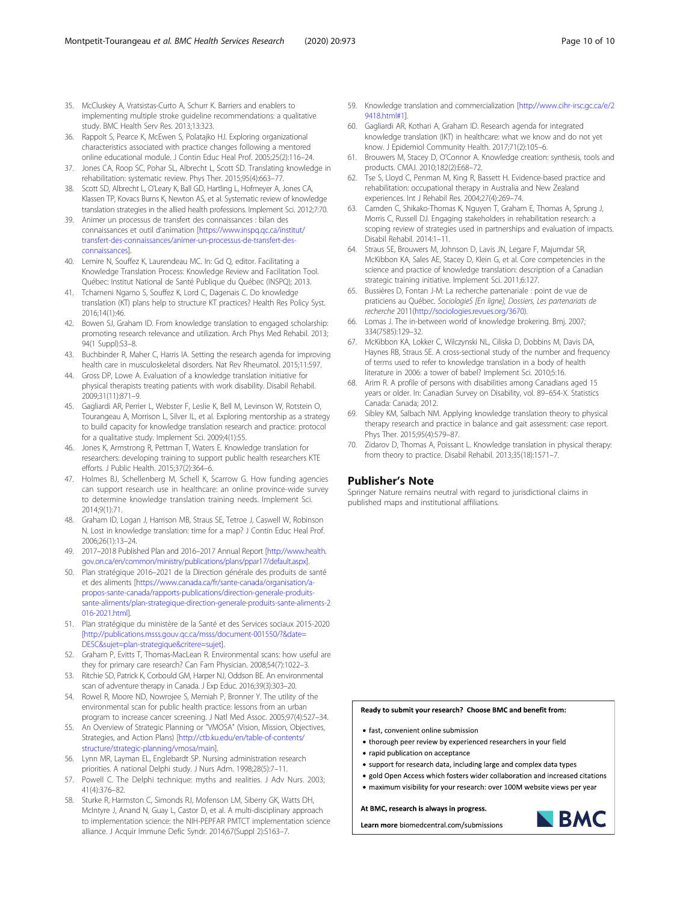35. McCluskey A, Vratsistas-Curto A, Schurr K. Barriers and enablers to implementing multiple stroke guideline recommendations: a qualitative study. BMC Health Serv Res. 2013;13:323.
36. Rappolt S, Pearce K, McEwen S, Polatajko HJ. Exploring organizational characteristics associated with practice changes following a mentored online educational module. J Contin Educ Heal Prof. 2005;25(2):116–24.
37. Jones CA, Roop SC, Pohar SL, Albrecht L, Scott SD. Translating knowledge in rehabilitation: systematic review. Phys Ther. 2015;95(4):663–77.
38. Scott SD, Albrecht L, O'Leary K, Ball GD, Hartling L, Hofmeyer A, Jones CA, Klassen TP, Kovacs Burns K, Newton AS, et al. Systematic review of knowledge translation strategies in the allied health professions. Implement Sci. 2012;7:70.
39. Animer un processus de transfert des connaissances : bilan des connaissances et outil d'animation [https://www.inspq.qc.ca/institut/transfert-des-connaissances/animer-un-processus-de-transfert-des-connaissances].
40. Lemire N, Souffez K, Laurendeau MC. In: Gd Q, editor. Facilitating a Knowledge Translation Process: Knowledge Review and Facilitation Tool. Québec: Institut National de Santé Publique du Québec (INSPQ); 2013.
41. Tchameni Ngamo S, Souffez K, Lord C, Dagenais C. Do knowledge translation (KT) plans help to structure KT practices? Health Res Policy Syst. 2016;14(1):46.
42. Bowen SJ, Graham ID. From knowledge translation to engaged scholarship: promoting research relevance and utilization. Arch Phys Med Rehabil. 2013; 94(1 Suppl):S3–8.
43. Buchbinder R, Maher C, Harris IA. Setting the research agenda for improving health care in musculoskeletal disorders. Nat Rev Rheumatol. 2015;11:597.
44. Gross DP, Lowe A. Evaluation of a knowledge translation initiative for physical therapists treating patients with work disability. Disabil Rehabil. 2009;31(11):871–9.
45. Gagliardi AR, Perrier L, Webster F, Leslie K, Bell M, Levinson W, Rotstein O, Tourangeau A, Morrison L, Silver IL, et al. Exploring mentorship as a strategy to build capacity for knowledge translation research and practice: protocol for a qualitative study. Implement Sci. 2009;4(1):55.
46. Jones K, Armstrong R, Pettman T, Waters E. Knowledge translation for researchers: developing training to support public health researchers KTE efforts. J Public Health. 2015;37(2):364–6.
47. Holmes BJ, Schellenberg M, Schell K, Scarrow G. How funding agencies can support research use in healthcare: an online province-wide survey to determine knowledge translation training needs. Implement Sci. 2014;9(1):71.
48. Graham ID, Logan J, Harrison MB, Straus SE, Tetroe J, Caswell W, Robinson N. Lost in knowledge translation: time for a map? J Contin Educ Heal Prof. 2006;26(1):13–24.
49. 2017–2018 Published Plan and 2016–2017 Annual Report [http://www.health.gov.on.ca/en/common/ministry/publications/plans/ppar17/default.aspx].
50. Plan stratégique 2016–2021 de la Direction générale des produits de santé et des aliments [https://www.canada.ca/fr/sante-canada/organisation/a-propos-sante-canada/rapports-publications/direction-generale-produits-sante-aliments/plan-strategique-direction-generale-produits-sante-aliments-2016-2021.html].
51. Plan stratégique du ministère de la Santé et des Services sociaux 2015-2020 [http://publications.msss.gouv.qc.ca/msss/document-001550/?&date=DESC&sujet=plan-strategique&critere=sujet].
52. Graham P, Evitts T, Thomas-MacLean R. Environmental scans: how useful are they for primary care research? Can Fam Physician. 2008;54(7):1022–3.
53. Ritchie SD, Patrick K, Corbould GM, Harper NJ, Oddson BE. An environmental scan of adventure therapy in Canada. J Exp Educ. 2016;39(3):303–20.
54. Rowel R, Moore ND, Nowrojee S, Memiah P, Bronner Y. The utility of the environmental scan for public health practice: lessons from an urban program to increase cancer screening. J Natl Med Assoc. 2005;97(4):527–34.
55. An Overview of Strategic Planning or "VMOSA" (Vision, Mission, Objectives, Strategies, and Action Plans) [http://ctb.ku.edu/en/table-of-contents/structure/strategic-planning/vmosa/main].
56. Lynn MR, Layman EL, Englebardt SP. Nursing administration research priorities. A national Delphi study. J Nurs Adm. 1998;28(5):7–11.
57. Powell C. The Delphi technique: myths and realities. J Adv Nurs. 2003; 41(4):376–82.
58. Sturke R, Harmston C, Simonds RJ, Mofenson LM, Siberry GK, Watts DH, McIntyre J, Anand N, Guay L, Castor D, et al. A multi-disciplinary approach to implementation science: the NIH-PEPFAR PMTCT implementation science alliance. J Acquir Immune Defic Syndr. 2014;67(Suppl 2):S163–7.
59. Knowledge translation and commercialization [http://www.cihr-irsc.gc.ca/e/29418.html#1].
60. Gagliardi AR, Kothari A, Graham ID. Research agenda for integrated knowledge translation (IKT) in healthcare: what we know and do not yet know. J Epidemiol Community Health. 2017;71(2):105–6.
61. Brouwers M, Stacey D, O'Connor A. Knowledge creation: synthesis, tools and products. CMAJ. 2010;182(2):E68–72.
62. Tse S, Lloyd C, Penman M, King R, Bassett H. Evidence-based practice and rehabilitation: occupational therapy in Australia and New Zealand experiences. Int J Rehabil Res. 2004;27(4):269–74.
63. Camden C, Shikako-Thomas K, Nguyen T, Graham E, Thomas A, Sprung J, Morris C, Russell DJ. Engaging stakeholders in rehabilitation research: a scoping review of strategies used in partnerships and evaluation of impacts. Disabil Rehabil. 2014:1–11.
64. Straus SE, Brouwers M, Johnson D, Lavis JN, Legare F, Majumdar SR, McKibbon KA, Sales AE, Stacey D, Klein G, et al. Core competencies in the science and practice of knowledge translation: description of a Canadian strategic training initiative. Implement Sci. 2011;6:127.
65. Bussières D, Fontan J-M: La recherche partenariale : point de vue de praticiens au Québec. *SociologieS [En ligne], Dossiers, Les partenariats de recherche* 2011(http://sociologies.revues.org/3670).
66. Lomas J. The in-between world of knowledge brokering. Bmj. 2007; 334(7585):129–32.
67. McKibbon KA, Lokker C, Wilczynski NL, Ciliska D, Dobbins M, Davis DA, Haynes RB, Straus SE. A cross-sectional study of the number and frequency of terms used to refer to knowledge translation in a body of health literature in 2006: a tower of babel? Implement Sci. 2010;5:16.
68. Arim R. A profile of persons with disabilities among Canadians aged 15 years or older. In: Canadian Survey on Disability, vol. 89–654-X. Statistics Canada: Canada; 2012.
69. Sibley KM, Salbach NM. Applying knowledge translation theory to physical therapy research and practice in balance and gait assessment: case report. Phys Ther. 2015;95(4):579–87.
70. Zidarov D, Thomas A, Poissant L. Knowledge translation in physical therapy: from theory to practice. Disabil Rehabil. 2013;35(18):1571–7.

## Publisher's Note

Springer Nature remains neutral with regard to jurisdictional claims in published maps and institutional affiliations.

**Ready to submit your research? Choose BMC and benefit from:**

- fast, convenient online submission
- thorough peer review by experienced researchers in your field
- rapid publication on acceptance
- support for research data, including large and complex data types
- gold Open Access which fosters wider collaboration and increased citations
- maximum visibility for your research: over 100M website views per year

**At BMC, research is always in progress.**

**Learn more** biomedcentral.com/submissions

BMC